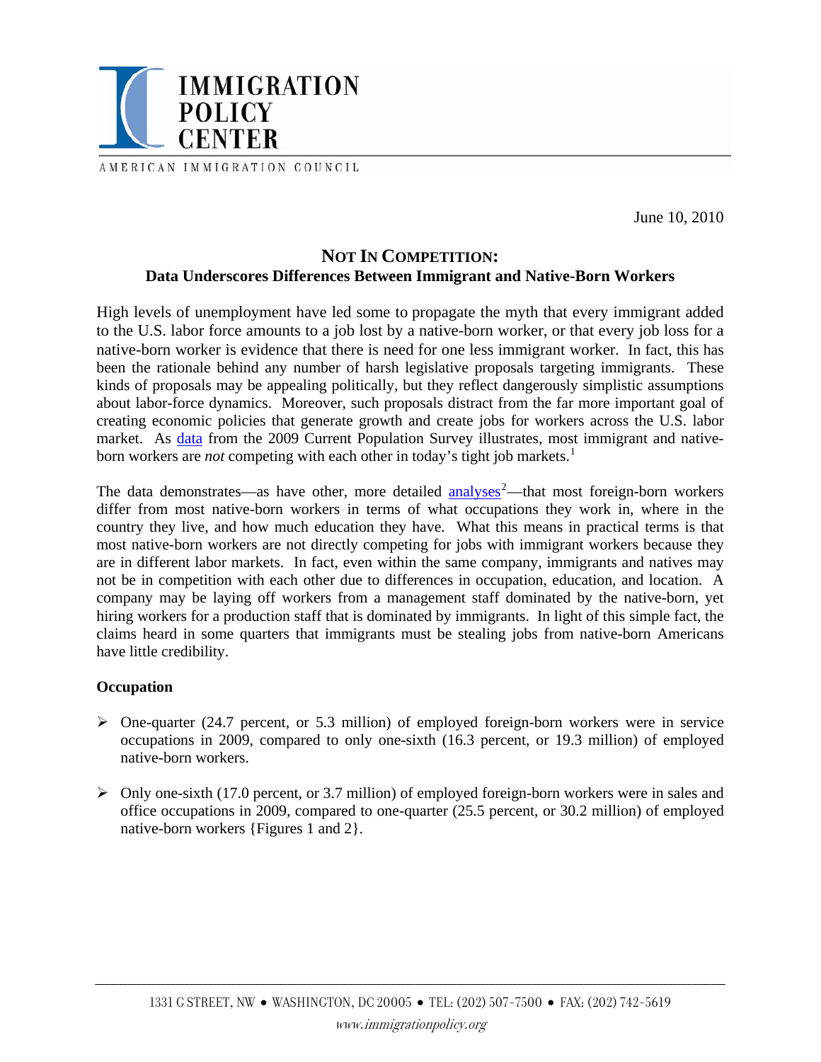IMMIGRATION POLICY CENTER

AMERICAN IMMIGRATION COUNCIL

June 10, 2010

# NOT IN COMPETITION:
## Data Underscores Differences Between Immigrant and Native-Born Workers

High levels of unemployment have led some to propagate the myth that every immigrant added to the U.S. labor force amounts to a job lost by a native-born worker, or that every job loss for a native-born worker is evidence that there is need for one less immigrant worker. In fact, this has been the rationale behind any number of harsh legislative proposals targeting immigrants. These kinds of proposals may be appealing politically, but they reflect dangerously simplistic assumptions about labor-force dynamics. Moreover, such proposals distract from the far more important goal of creating economic policies that generate growth and create jobs for workers across the U.S. labor market. As data from the 2009 Current Population Survey illustrates, most immigrant and native-born workers are *not* competing with each other in today's tight job markets.[1]

The data demonstrates—as have other, more detailed analyses[2]—that most foreign-born workers differ from most native-born workers in terms of what occupations they work in, where in the country they live, and how much education they have. What this means in practical terms is that most native-born workers are not directly competing for jobs with immigrant workers because they are in different labor markets. In fact, even within the same company, immigrants and natives may not be in competition with each other due to differences in occupation, education, and location. A company may be laying off workers from a management staff dominated by the native-born, yet hiring workers for a production staff that is dominated by immigrants. In light of this simple fact, the claims heard in some quarters that immigrants must be stealing jobs from native-born Americans have little credibility.

### Occupation

- One-quarter (24.7 percent, or 5.3 million) of employed foreign-born workers were in service occupations in 2009, compared to only one-sixth (16.3 percent, or 19.3 million) of employed native-born workers.
- Only one-sixth (17.0 percent, or 3.7 million) of employed foreign-born workers were in sales and office occupations in 2009, compared to one-quarter (25.5 percent, or 30.2 million) of employed native-born workers {Figures 1 and 2}.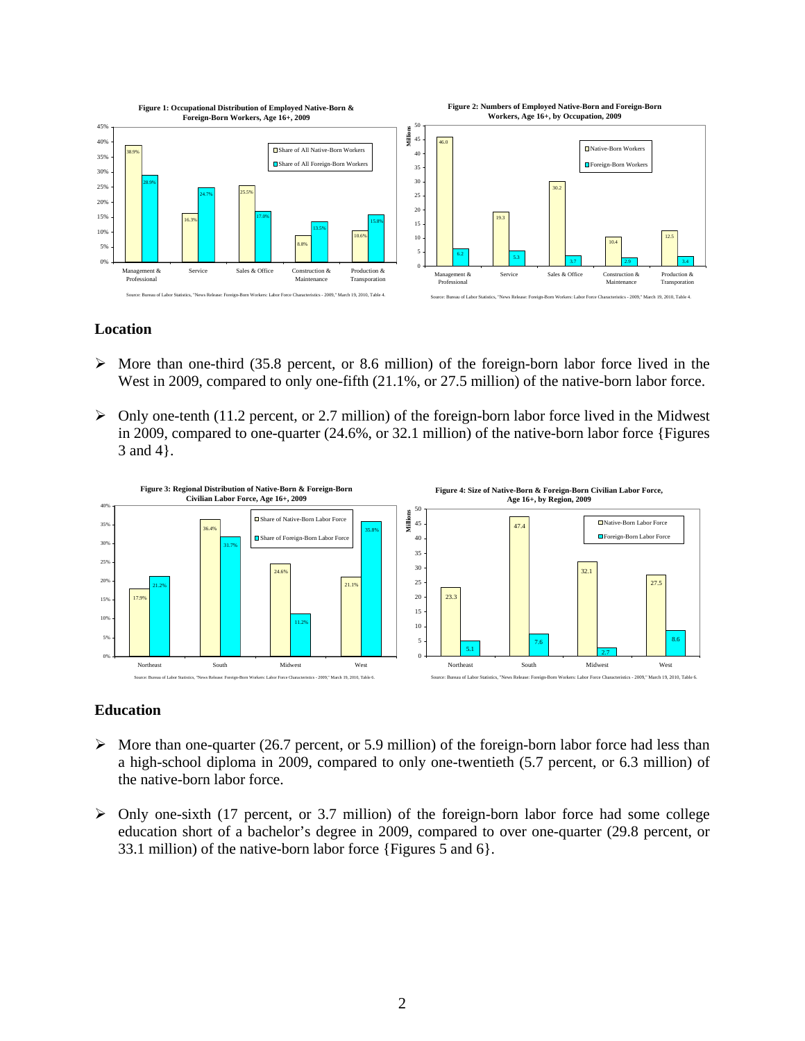**Figure 1: Occupational Distribution of Employed Native-Born & Foreign-Born Workers, Age 16+, 2009**

| Occupation | Share of All Native-Born Workers | Share of All Foreign-Born Workers |
|---|---|---|
| Management & Professional | 38.9% | 28.9% |
| Service | 16.3% | 24.7% |
| Sales & Office | 25.5% | 17.0% |
| Construction & Maintenance | 8.8% | 13.5% |
| Production & Transporation | 10.6% | 15.8% |

Source: Bureau of Labor Statistics, "News Release: Foreign-Born Workers: Labor Force Characteristics - 2009," March 19, 2010, Table 4.

**Figure 2: Numbers of Employed Native-Born and Foreign-Born Workers, Age 16+, by Occupation, 2009**

| Occupation (Millions) | Native-Born Workers | Foreign-Born Workers |
|---|---|---|
| Management & Professional | 46.0 | 6.2 |
| Service | 19.3 | 5.3 |
| Sales & Office | 30.2 | 3.7 |
| Construction & Maintenance | 10.4 | 2.9 |
| Production & Transporation | 12.5 | 3.4 |

Source: Bureau of Labor Statistics, "News Release: Foreign-Born Workers: Labor Force Characteristics - 2009," March 19, 2010, Table 4.

## Location

- More than one-third (35.8 percent, or 8.6 million) of the foreign-born labor force lived in the West in 2009, compared to only one-fifth (21.1%, or 27.5 million) of the native-born labor force.
- Only one-tenth (11.2 percent, or 2.7 million) of the foreign-born labor force lived in the Midwest in 2009, compared to one-quarter (24.6%, or 32.1 million) of the native-born labor force {Figures 3 and 4}.

**Figure 3: Regional Distribution of Native-Born & Foreign-Born Civilian Labor Force, Age 16+, 2009**

| Region | Share of Native-Born Labor Force | Share of Foreign-Born Labor Force |
|---|---|---|
| Northeast | 17.9% | 21.2% |
| South | 36.4% | 31.7% |
| Midwest | 24.6% | 11.2% |
| West | 21.1% | 35.8% |

Source: Bureau of Labor Statistics, "News Release: Foreign-Born Workers: Labor Force Characteristics - 2009," March 19, 2010, Table 6.

**Figure 4: Size of Native-Born & Foreign-Born Civilian Labor Force, Age 16+, by Region, 2009**

| Region (Millions) | Native-Born Labor Force | Foreign-Born Labor Force |
|---|---|---|
| Northeast | 23.3 | 5.1 |
| South | 47.4 | 7.6 |
| Midwest | 32.1 | 2.7 |
| West | 27.5 | 8.6 |

Source: Bureau of Labor Statistics, "News Release: Foreign-Born Workers: Labor Force Characteristics - 2009," March 19, 2010, Table 6.

## Education

- More than one-quarter (26.7 percent, or 5.9 million) of the foreign-born labor force had less than a high-school diploma in 2009, compared to only one-twentieth (5.7 percent, or 6.3 million) of the native-born labor force.
- Only one-sixth (17 percent, or 3.7 million) of the foreign-born labor force had some college education short of a bachelor's degree in 2009, compared to over one-quarter (29.8 percent, or 33.1 million) of the native-born labor force {Figures 5 and 6}.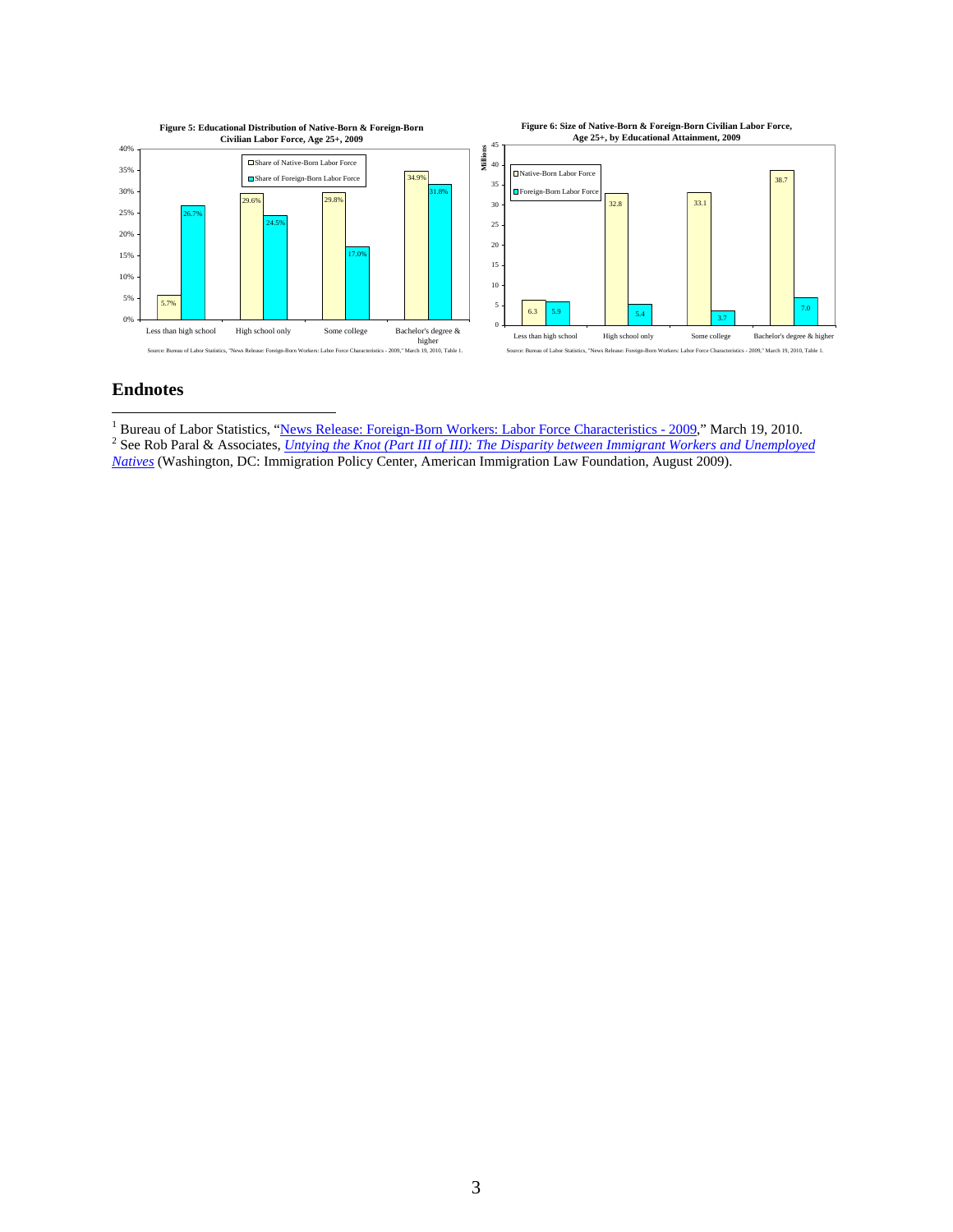**Figure 5: Educational Distribution of Native-Born & Foreign-Born Civilian Labor Force, Age 25+, 2009**

40%
35%
30%
25%
20%
15%
10%
5%
0%

Share of Native-Born Labor Force
Share of Foreign-Born Labor Force

5.7%
26.7%
29.6%
24.5%
29.8%
17.0%
34.9%
31.8%

Less than high school
High school only
Some college
Bachelor's degree & higher

Source: Bureau of Labor Statistics, "News Release: Foreign-Born Workers: Labor Force Characteristics - 2009," March 19, 2010, Table 1.

**Figure 6: Size of Native-Born & Foreign-Born Civilian Labor Force, Age 25+, by Educational Attainment, 2009**

Millions

45
40
35
30
25
20
15
10
5
0

Native-Born Labor Force
Foreign-Born Labor Force

6.3
5.9
32.8
5.4
33.1
3.7
38.7
7.0

Less than high school
High school only
Some college
Bachelor's degree & higher

Source: Bureau of Labor Statistics, "News Release: Foreign-Born Workers: Labor Force Characteristics - 2009," March 19, 2010, Table 1.

## Endnotes

[1] Bureau of Labor Statistics, "News Release: Foreign-Born Workers: Labor Force Characteristics - 2009," March 19, 2010.

[2] See Rob Paral & Associates, *Untying the Knot (Part III of III): The Disparity between Immigrant Workers and Unemployed Natives* (Washington, DC: Immigration Policy Center, American Immigration Law Foundation, August 2009).